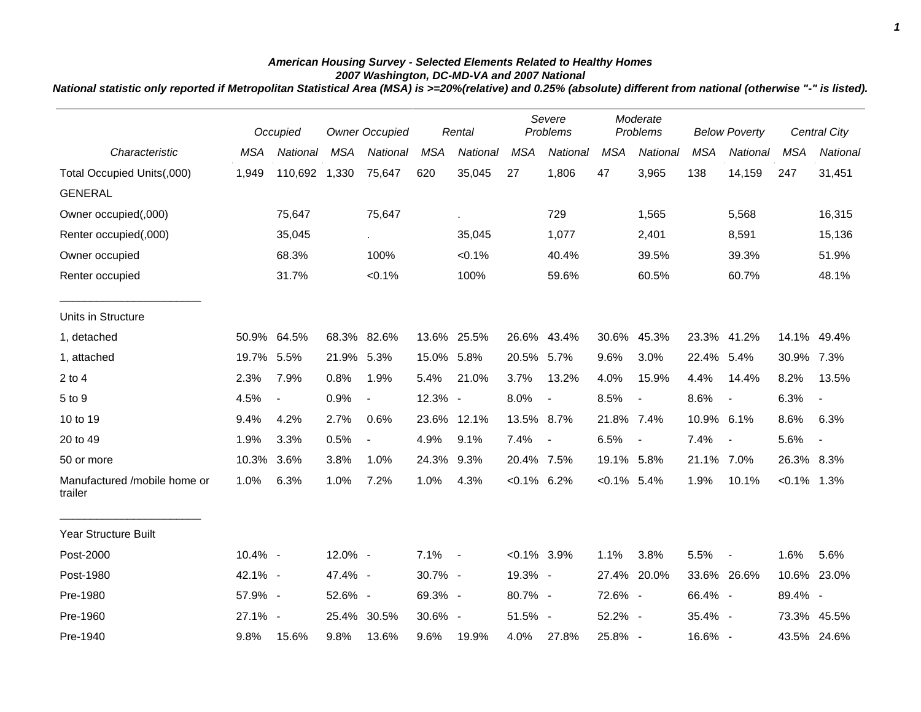***American Housing Survey - Selected Elements Related to Healthy Homes***
***2007 Washington, DC-MD-VA and 2007 National***
***National statistic only reported if Metropolitan Statistical Area (MSA) is >=20%(relative) and 0.25% (absolute) different from national (otherwise "-" is listed).***

| | *Occupied* | | *Owner Occupied* | | *Rental* | | *Severe Problems* | | *Moderate Problems* | | *Below Poverty* | | *Central City* | |
|---|---|---|---|---|---|---|---|---|---|---|---|---|---|---|
| *Characteristic* | *MSA* | *National* | *MSA* | *National* | *MSA* | *National* | *MSA* | *National* | *MSA* | *National* | *MSA* | *National* | *MSA* | *National* |
| Total Occupied Units(,000) | 1,949 | 110,692 | 1,330 | 75,647 | 620 | 35,045 | 27 | 1,806 | 47 | 3,965 | 138 | 14,159 | 247 | 31,451 |
| GENERAL | | | | | | | | | | | | | | |
| Owner occupied(,000) | | 75,647 | | 75,647 | | . | | 729 | | 1,565 | | 5,568 | | 16,315 |
| Renter occupied(,000) | | 35,045 | | . | | 35,045 | | 1,077 | | 2,401 | | 8,591 | | 15,136 |
| Owner occupied | | 68.3% | | 100% | | <0.1% | | 40.4% | | 39.5% | | 39.3% | | 51.9% |
| Renter occupied | | 31.7% | | <0.1% | | 100% | | 59.6% | | 60.5% | | 60.7% | | 48.1% |
| Units in Structure | | | | | | | | | | | | | | |
| 1, detached | 50.9% | 64.5% | 68.3% | 82.6% | 13.6% | 25.5% | 26.6% | 43.4% | 30.6% | 45.3% | 23.3% | 41.2% | 14.1% | 49.4% |
| 1, attached | 19.7% | 5.5% | 21.9% | 5.3% | 15.0% | 5.8% | 20.5% | 5.7% | 9.6% | 3.0% | 22.4% | 5.4% | 30.9% | 7.3% |
| 2 to 4 | 2.3% | 7.9% | 0.8% | 1.9% | 5.4% | 21.0% | 3.7% | 13.2% | 4.0% | 15.9% | 4.4% | 14.4% | 8.2% | 13.5% |
| 5 to 9 | 4.5% | - | 0.9% | - | 12.3% | - | 8.0% | - | 8.5% | - | 8.6% | - | 6.3% | - |
| 10 to 19 | 9.4% | 4.2% | 2.7% | 0.6% | 23.6% | 12.1% | 13.5% | 8.7% | 21.8% | 7.4% | 10.9% | 6.1% | 8.6% | 6.3% |
| 20 to 49 | 1.9% | 3.3% | 0.5% | - | 4.9% | 9.1% | 7.4% | - | 6.5% | - | 7.4% | - | 5.6% | - |
| 50 or more | 10.3% | 3.6% | 3.8% | 1.0% | 24.3% | 9.3% | 20.4% | 7.5% | 19.1% | 5.8% | 21.1% | 7.0% | 26.3% | 8.3% |
| Manufactured /mobile home or trailer | 1.0% | 6.3% | 1.0% | 7.2% | 1.0% | 4.3% | <0.1% | 6.2% | <0.1% | 5.4% | 1.9% | 10.1% | <0.1% | 1.3% |
| Year Structure Built | | | | | | | | | | | | | | |
| Post-2000 | 10.4% | - | 12.0% | - | 7.1% | - | <0.1% | 3.9% | 1.1% | 3.8% | 5.5% | - | 1.6% | 5.6% |
| Post-1980 | 42.1% | - | 47.4% | - | 30.7% | - | 19.3% | - | 27.4% | 20.0% | 33.6% | 26.6% | 10.6% | 23.0% |
| Pre-1980 | 57.9% | - | 52.6% | - | 69.3% | - | 80.7% | - | 72.6% | - | 66.4% | - | 89.4% | - |
| Pre-1960 | 27.1% | - | 25.4% | 30.5% | 30.6% | - | 51.5% | - | 52.2% | - | 35.4% | - | 73.3% | 45.5% |
| Pre-1940 | 9.8% | 15.6% | 9.8% | 13.6% | 9.6% | 19.9% | 4.0% | 27.8% | 25.8% | - | 16.6% | - | 43.5% | 24.6% |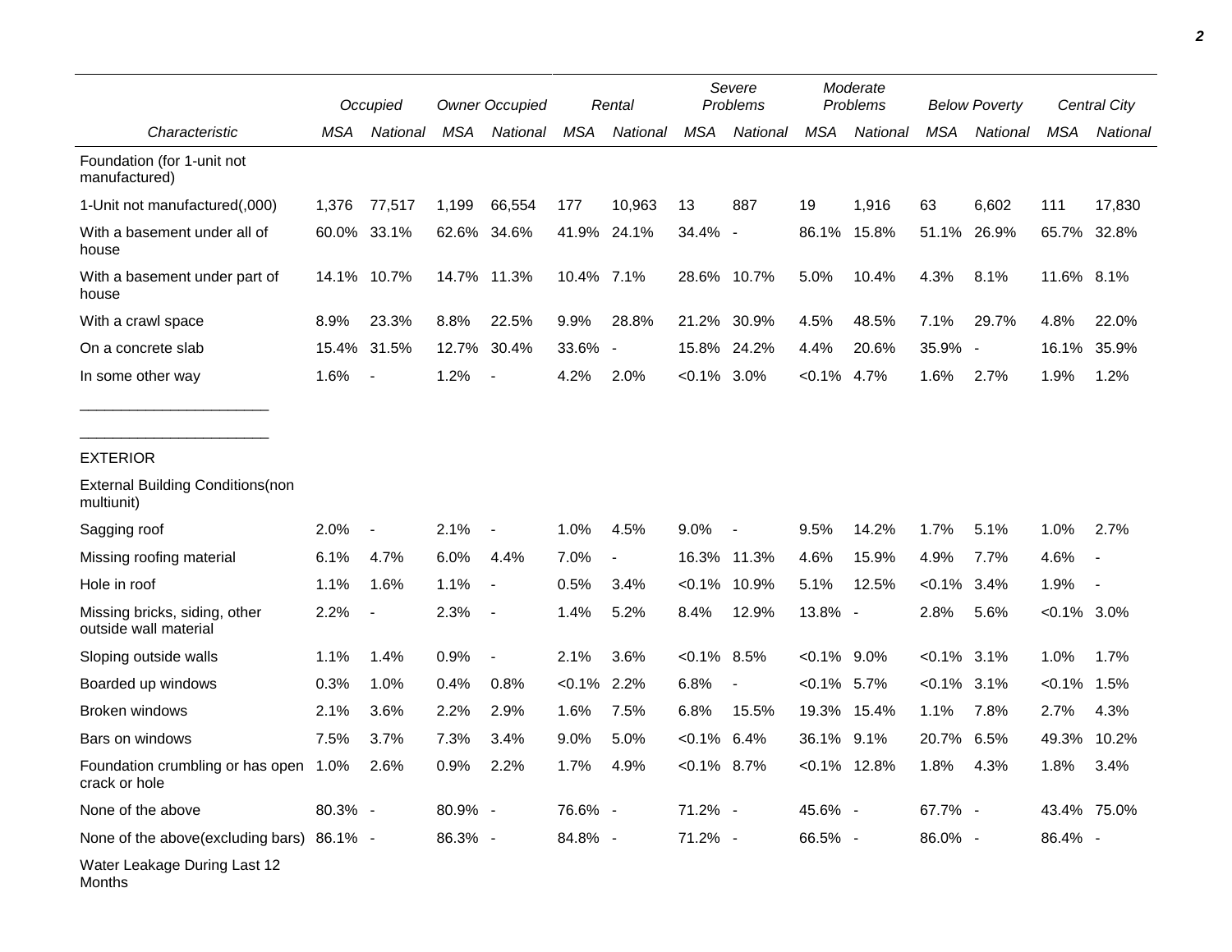| Characteristic | Occupied | | Owner Occupied | | Rental | | Severe Problems | | Moderate Problems | | Below Poverty | | Central City | |
|---|---|---|---|---|---|---|---|---|---|---|---|---|---|---|
| | MSA | National | MSA | National | MSA | National | MSA | National | MSA | National | MSA | National | MSA | National |
| Foundation (for 1-unit not manufactured) | | | | | | | | | | | | | | |
| 1-Unit not manufactured(,000) | 1,376 | 77,517 | 1,199 | 66,554 | 177 | 10,963 | 13 | 887 | 19 | 1,916 | 63 | 6,602 | 111 | 17,830 |
| With a basement under all of house | 60.0% | 33.1% | 62.6% | 34.6% | 41.9% | 24.1% | 34.4% | - | 86.1% | 15.8% | 51.1% | 26.9% | 65.7% | 32.8% |
| With a basement under part of house | 14.1% | 10.7% | 14.7% | 11.3% | 10.4% | 7.1% | 28.6% | 10.7% | 5.0% | 10.4% | 4.3% | 8.1% | 11.6% | 8.1% |
| With a crawl space | 8.9% | 23.3% | 8.8% | 22.5% | 9.9% | 28.8% | 21.2% | 30.9% | 4.5% | 48.5% | 7.1% | 29.7% | 4.8% | 22.0% |
| On a concrete slab | 15.4% | 31.5% | 12.7% | 30.4% | 33.6% | - | 15.8% | 24.2% | 4.4% | 20.6% | 35.9% | - | 16.1% | 35.9% |
| In some other way | 1.6% | - | 1.2% | - | 4.2% | 2.0% | <0.1% | 3.0% | <0.1% | 4.7% | 1.6% | 2.7% | 1.9% | 1.2% |
| EXTERIOR | | | | | | | | | | | | | | |
| External Building Conditions(non multiunit) | | | | | | | | | | | | | | |
| Sagging roof | 2.0% | - | 2.1% | - | 1.0% | 4.5% | 9.0% | - | 9.5% | 14.2% | 1.7% | 5.1% | 1.0% | 2.7% |
| Missing roofing material | 6.1% | 4.7% | 6.0% | 4.4% | 7.0% | - | 16.3% | 11.3% | 4.6% | 15.9% | 4.9% | 7.7% | 4.6% | - |
| Hole in roof | 1.1% | 1.6% | 1.1% | - | 0.5% | 3.4% | <0.1% | 10.9% | 5.1% | 12.5% | <0.1% | 3.4% | 1.9% | - |
| Missing bricks, siding, other outside wall material | 2.2% | - | 2.3% | - | 1.4% | 5.2% | 8.4% | 12.9% | 13.8% | - | 2.8% | 5.6% | <0.1% | 3.0% |
| Sloping outside walls | 1.1% | 1.4% | 0.9% | - | 2.1% | 3.6% | <0.1% | 8.5% | <0.1% | 9.0% | <0.1% | 3.1% | 1.0% | 1.7% |
| Boarded up windows | 0.3% | 1.0% | 0.4% | 0.8% | <0.1% | 2.2% | 6.8% | - | <0.1% | 5.7% | <0.1% | 3.1% | <0.1% | 1.5% |
| Broken windows | 2.1% | 3.6% | 2.2% | 2.9% | 1.6% | 7.5% | 6.8% | 15.5% | 19.3% | 15.4% | 1.1% | 7.8% | 2.7% | 4.3% |
| Bars on windows | 7.5% | 3.7% | 7.3% | 3.4% | 9.0% | 5.0% | <0.1% | 6.4% | 36.1% | 9.1% | 20.7% | 6.5% | 49.3% | 10.2% |
| Foundation crumbling or has open crack or hole | 1.0% | 2.6% | 0.9% | 2.2% | 1.7% | 4.9% | <0.1% | 8.7% | <0.1% | 12.8% | 1.8% | 4.3% | 1.8% | 3.4% |
| None of the above | 80.3% | - | 80.9% | - | 76.6% | - | 71.2% | - | 45.6% | - | 67.7% | - | 43.4% | 75.0% |
| None of the above(excluding bars) | 86.1% | - | 86.3% | - | 84.8% | - | 71.2% | - | 66.5% | - | 86.0% | - | 86.4% | - |
| Water Leakage During Last 12 Months | | | | | | | | | | | | | | |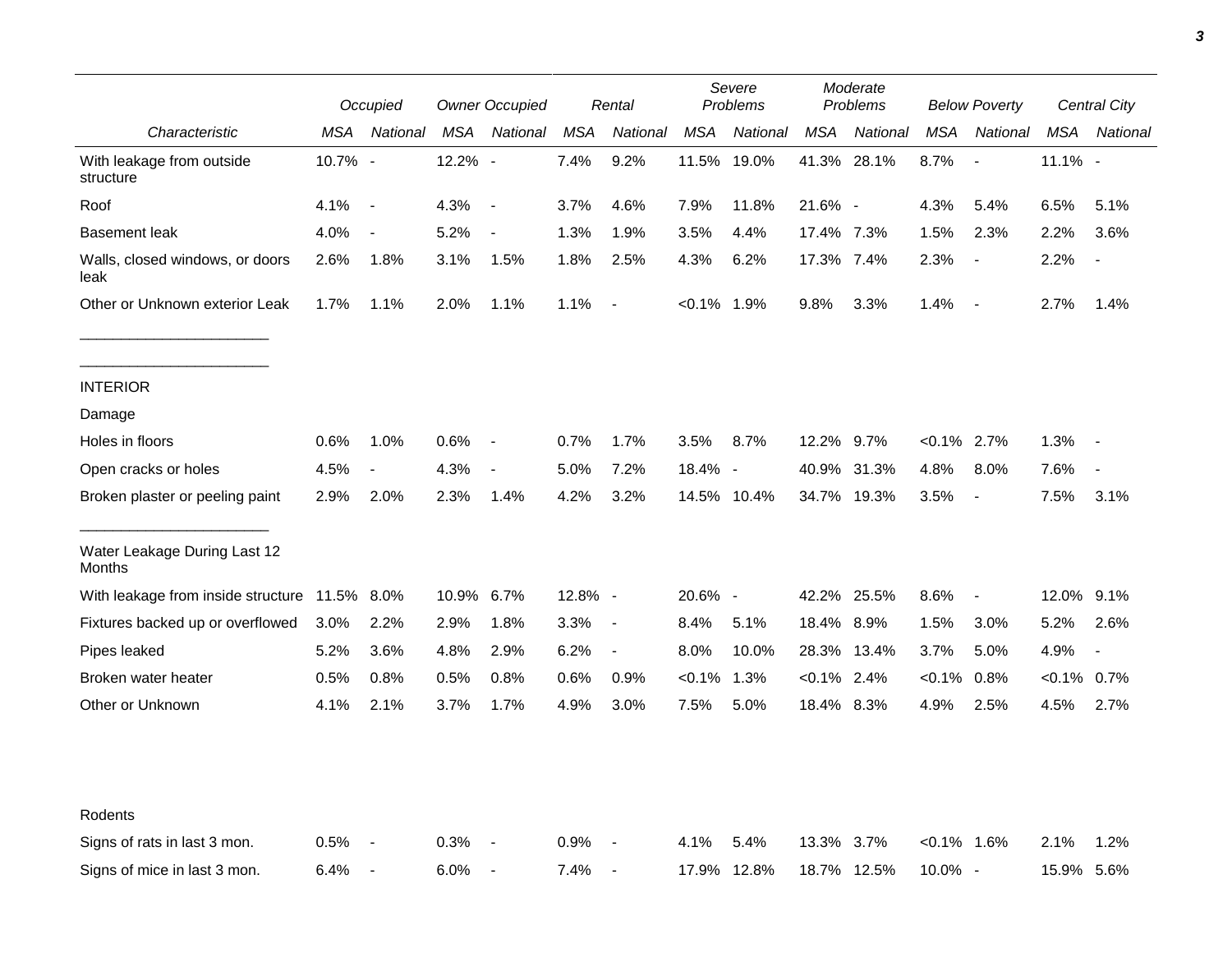| Characteristic | Occupied | | Owner Occupied | | Rental | | Severe Problems | | Moderate Problems | | Below Poverty | | Central City | |
|---|---|---|---|---|---|---|---|---|---|---|---|---|---|---|
| | MSA | National | MSA | National | MSA | National | MSA | National | MSA | National | MSA | National | MSA | National |
| With leakage from outside structure | 10.7% | - | 12.2% | - | 7.4% | 9.2% | 11.5% | 19.0% | 41.3% | 28.1% | 8.7% | - | 11.1% | - |
| Roof | 4.1% | - | 4.3% | - | 3.7% | 4.6% | 7.9% | 11.8% | 21.6% | - | 4.3% | 5.4% | 6.5% | 5.1% |
| Basement leak | 4.0% | - | 5.2% | - | 1.3% | 1.9% | 3.5% | 4.4% | 17.4% | 7.3% | 1.5% | 2.3% | 2.2% | 3.6% |
| Walls, closed windows, or doors leak | 2.6% | 1.8% | 3.1% | 1.5% | 1.8% | 2.5% | 4.3% | 6.2% | 17.3% | 7.4% | 2.3% | - | 2.2% | - |
| Other or Unknown exterior Leak | 1.7% | 1.1% | 2.0% | 1.1% | 1.1% | - | <0.1% | 1.9% | 9.8% | 3.3% | 1.4% | - | 2.7% | 1.4% |
| INTERIOR | | | | | | | | | | | | | | |
| Damage | | | | | | | | | | | | | | |
| Holes in floors | 0.6% | 1.0% | 0.6% | - | 0.7% | 1.7% | 3.5% | 8.7% | 12.2% | 9.7% | <0.1% | 2.7% | 1.3% | - |
| Open cracks or holes | 4.5% | - | 4.3% | - | 5.0% | 7.2% | 18.4% | - | 40.9% | 31.3% | 4.8% | 8.0% | 7.6% | - |
| Broken plaster or peeling paint | 2.9% | 2.0% | 2.3% | 1.4% | 4.2% | 3.2% | 14.5% | 10.4% | 34.7% | 19.3% | 3.5% | - | 7.5% | 3.1% |
| Water Leakage During Last 12 Months | | | | | | | | | | | | | | |
| With leakage from inside structure | 11.5% | 8.0% | 10.9% | 6.7% | 12.8% | - | 20.6% | - | 42.2% | 25.5% | 8.6% | - | 12.0% | 9.1% |
| Fixtures backed up or overflowed | 3.0% | 2.2% | 2.9% | 1.8% | 3.3% | - | 8.4% | 5.1% | 18.4% | 8.9% | 1.5% | 3.0% | 5.2% | 2.6% |
| Pipes leaked | 5.2% | 3.6% | 4.8% | 2.9% | 6.2% | - | 8.0% | 10.0% | 28.3% | 13.4% | 3.7% | 5.0% | 4.9% | - |
| Broken water heater | 0.5% | 0.8% | 0.5% | 0.8% | 0.6% | 0.9% | <0.1% | 1.3% | <0.1% | 2.4% | <0.1% | 0.8% | <0.1% | 0.7% |
| Other or Unknown | 4.1% | 2.1% | 3.7% | 1.7% | 4.9% | 3.0% | 7.5% | 5.0% | 18.4% | 8.3% | 4.9% | 2.5% | 4.5% | 2.7% |
| Rodents | | | | | | | | | | | | | | |
| Signs of rats in last 3 mon. | 0.5% | - | 0.3% | - | 0.9% | - | 4.1% | 5.4% | 13.3% | 3.7% | <0.1% | 1.6% | 2.1% | 1.2% |
| Signs of mice in last 3 mon. | 6.4% | - | 6.0% | - | 7.4% | - | 17.9% | 12.8% | 18.7% | 12.5% | 10.0% | - | 15.9% | 5.6% |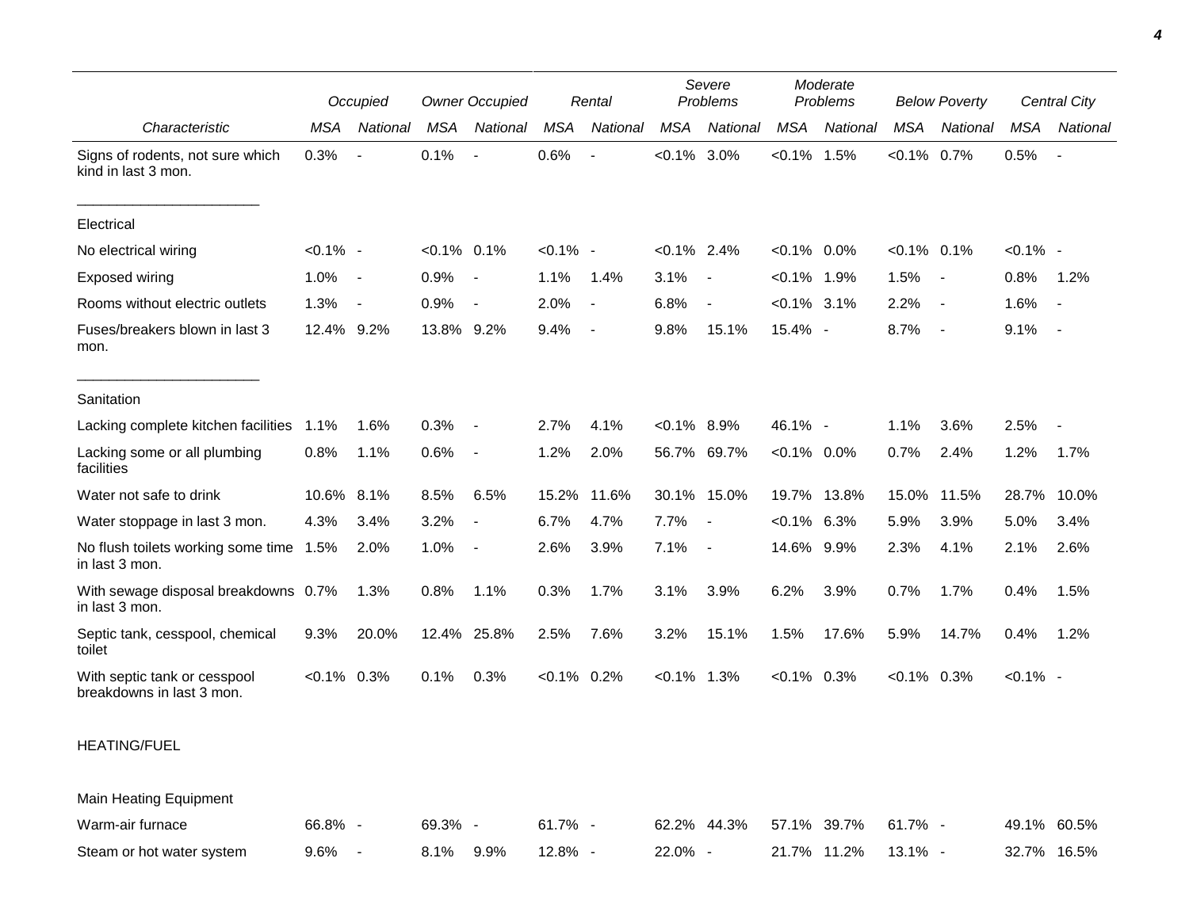| Characteristic | Occupied |  | Owner Occupied |  | Rental |  | Severe Problems |  | Moderate Problems |  | Below Poverty |  | Central City |  |
|---|---|---|---|---|---|---|---|---|---|---|---|---|---|---|
|  | MSA | National | MSA | National | MSA | National | MSA | National | MSA | National | MSA | National | MSA | National |
| Signs of rodents, not sure which kind in last 3 mon. | 0.3% | - | 0.1% | - | 0.6% | - | <0.1% | 3.0% | <0.1% | 1.5% | <0.1% | 0.7% | 0.5% | - |
| **Electrical** |  |  |  |  |  |  |  |  |  |  |  |  |  |  |
| No electrical wiring | <0.1% | - | <0.1% | 0.1% | <0.1% | - | <0.1% | 2.4% | <0.1% | 0.0% | <0.1% | 0.1% | <0.1% | - |
| Exposed wiring | 1.0% | - | 0.9% | - | 1.1% | 1.4% | 3.1% | - | <0.1% | 1.9% | 1.5% | - | 0.8% | 1.2% |
| Rooms without electric outlets | 1.3% | - | 0.9% | - | 2.0% | - | 6.8% | - | <0.1% | 3.1% | 2.2% | - | 1.6% | - |
| Fuses/breakers blown in last 3 mon. | 12.4% | 9.2% | 13.8% | 9.2% | 9.4% | - | 9.8% | 15.1% | 15.4% | - | 8.7% | - | 9.1% | - |
| **Sanitation** |  |  |  |  |  |  |  |  |  |  |  |  |  |  |
| Lacking complete kitchen facilities | 1.1% | 1.6% | 0.3% | - | 2.7% | 4.1% | <0.1% | 8.9% | 46.1% | - | 1.1% | 3.6% | 2.5% | - |
| Lacking some or all plumbing facilities | 0.8% | 1.1% | 0.6% | - | 1.2% | 2.0% | 56.7% | 69.7% | <0.1% | 0.0% | 0.7% | 2.4% | 1.2% | 1.7% |
| Water not safe to drink | 10.6% | 8.1% | 8.5% | 6.5% | 15.2% | 11.6% | 30.1% | 15.0% | 19.7% | 13.8% | 15.0% | 11.5% | 28.7% | 10.0% |
| Water stoppage in last 3 mon. | 4.3% | 3.4% | 3.2% | - | 6.7% | 4.7% | 7.7% | - | <0.1% | 6.3% | 5.9% | 3.9% | 5.0% | 3.4% |
| No flush toilets working some time in last 3 mon. | 1.5% | 2.0% | 1.0% | - | 2.6% | 3.9% | 7.1% | - | 14.6% | 9.9% | 2.3% | 4.1% | 2.1% | 2.6% |
| With sewage disposal breakdowns in last 3 mon. | 0.7% | 1.3% | 0.8% | 1.1% | 0.3% | 1.7% | 3.1% | 3.9% | 6.2% | 3.9% | 0.7% | 1.7% | 0.4% | 1.5% |
| Septic tank, cesspool, chemical toilet | 9.3% | 20.0% | 12.4% | 25.8% | 2.5% | 7.6% | 3.2% | 15.1% | 1.5% | 17.6% | 5.9% | 14.7% | 0.4% | 1.2% |
| With septic tank or cesspool breakdowns in last 3 mon. | <0.1% | 0.3% | 0.1% | 0.3% | <0.1% | 0.2% | <0.1% | 1.3% | <0.1% | 0.3% | <0.1% | 0.3% | <0.1% | - |
| **HEATING/FUEL** |  |  |  |  |  |  |  |  |  |  |  |  |  |  |
| **Main Heating Equipment** |  |  |  |  |  |  |  |  |  |  |  |  |  |  |
| Warm-air furnace | 66.8% | - | 69.3% | - | 61.7% | - | 62.2% | 44.3% | 57.1% | 39.7% | 61.7% | - | 49.1% | 60.5% |
| Steam or hot water system | 9.6% | - | 8.1% | 9.9% | 12.8% | - | 22.0% | - | 21.7% | 11.2% | 13.1% | - | 32.7% | 16.5% |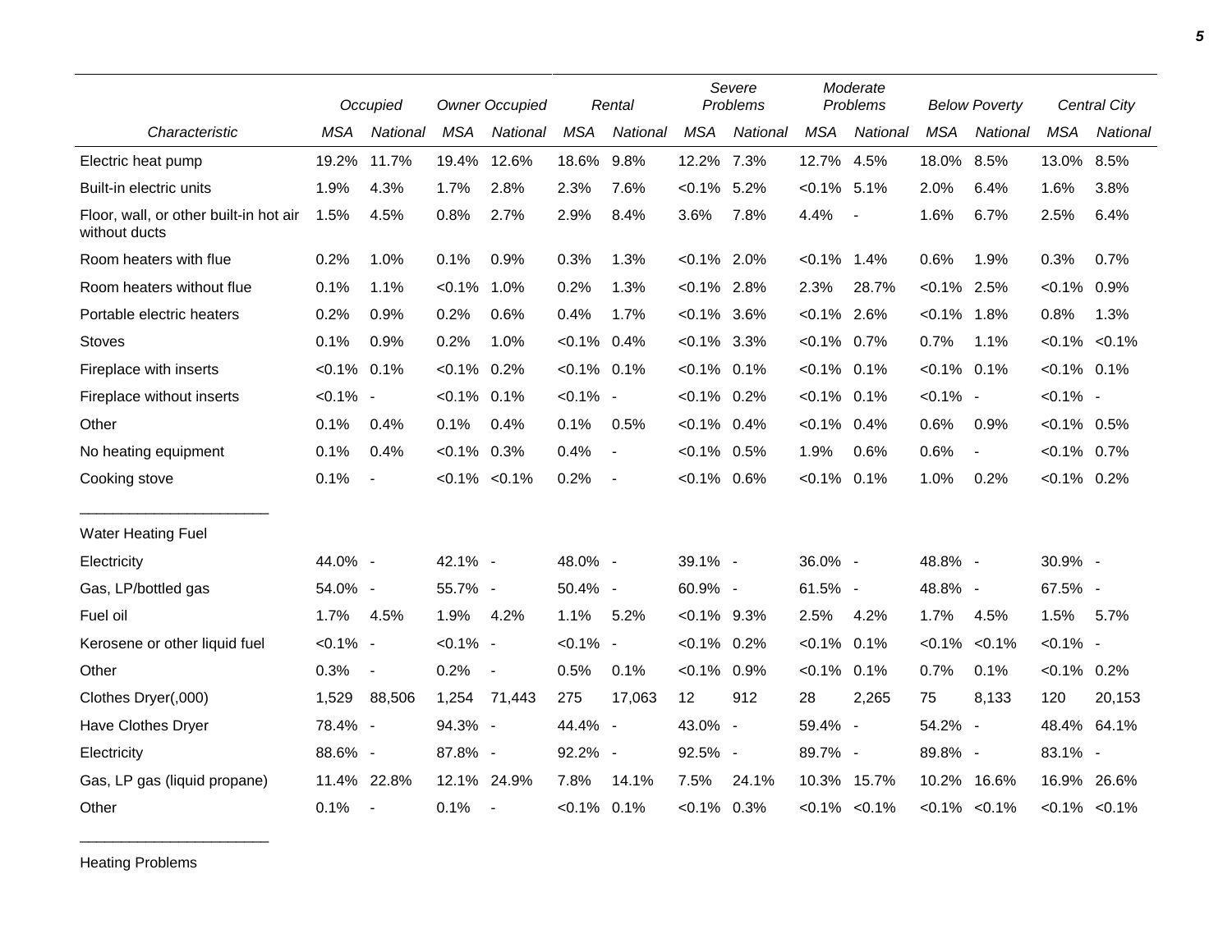| Characteristic | Occupied | | Owner Occupied | | Rental | | Severe Problems | | Moderate Problems | | Below Poverty | | Central City | |
|---|---|---|---|---|---|---|---|---|---|---|---|---|---|---|
| | MSA | National | MSA | National | MSA | National | MSA | National | MSA | National | MSA | National | MSA | National |
| Electric heat pump | 19.2% | 11.7% | 19.4% | 12.6% | 18.6% | 9.8% | 12.2% | 7.3% | 12.7% | 4.5% | 18.0% | 8.5% | 13.0% | 8.5% |
| Built-in electric units | 1.9% | 4.3% | 1.7% | 2.8% | 2.3% | 7.6% | <0.1% | 5.2% | <0.1% | 5.1% | 2.0% | 6.4% | 1.6% | 3.8% |
| Floor, wall, or other built-in hot air without ducts | 1.5% | 4.5% | 0.8% | 2.7% | 2.9% | 8.4% | 3.6% | 7.8% | 4.4% | - | 1.6% | 6.7% | 2.5% | 6.4% |
| Room heaters with flue | 0.2% | 1.0% | 0.1% | 0.9% | 0.3% | 1.3% | <0.1% | 2.0% | <0.1% | 1.4% | 0.6% | 1.9% | 0.3% | 0.7% |
| Room heaters without flue | 0.1% | 1.1% | <0.1% | 1.0% | 0.2% | 1.3% | <0.1% | 2.8% | 2.3% | 28.7% | <0.1% | 2.5% | <0.1% | 0.9% |
| Portable electric heaters | 0.2% | 0.9% | 0.2% | 0.6% | 0.4% | 1.7% | <0.1% | 3.6% | <0.1% | 2.6% | <0.1% | 1.8% | 0.8% | 1.3% |
| Stoves | 0.1% | 0.9% | 0.2% | 1.0% | <0.1% | 0.4% | <0.1% | 3.3% | <0.1% | 0.7% | 0.7% | 1.1% | <0.1% | <0.1% |
| Fireplace with inserts | <0.1% | 0.1% | <0.1% | 0.2% | <0.1% | 0.1% | <0.1% | 0.1% | <0.1% | 0.1% | <0.1% | 0.1% | <0.1% | 0.1% |
| Fireplace without inserts | <0.1% | - | <0.1% | 0.1% | <0.1% | - | <0.1% | 0.2% | <0.1% | 0.1% | <0.1% | - | <0.1% | - |
| Other | 0.1% | 0.4% | 0.1% | 0.4% | 0.1% | 0.5% | <0.1% | 0.4% | <0.1% | 0.4% | 0.6% | 0.9% | <0.1% | 0.5% |
| No heating equipment | 0.1% | 0.4% | <0.1% | 0.3% | 0.4% | - | <0.1% | 0.5% | 1.9% | 0.6% | 0.6% | - | <0.1% | 0.7% |
| Cooking stove | 0.1% | - | <0.1% | <0.1% | 0.2% | - | <0.1% | 0.6% | <0.1% | 0.1% | 1.0% | 0.2% | <0.1% | 0.2% |
| **Water Heating Fuel** | | | | | | | | | | | | | | |
| Electricity | 44.0% | - | 42.1% | - | 48.0% | - | 39.1% | - | 36.0% | - | 48.8% | - | 30.9% | - |
| Gas, LP/bottled gas | 54.0% | - | 55.7% | - | 50.4% | - | 60.9% | - | 61.5% | - | 48.8% | - | 67.5% | - |
| Fuel oil | 1.7% | 4.5% | 1.9% | 4.2% | 1.1% | 5.2% | <0.1% | 9.3% | 2.5% | 4.2% | 1.7% | 4.5% | 1.5% | 5.7% |
| Kerosene or other liquid fuel | <0.1% | - | <0.1% | - | <0.1% | - | <0.1% | 0.2% | <0.1% | 0.1% | <0.1% | <0.1% | <0.1% | - |
| Other | 0.3% | - | 0.2% | - | 0.5% | 0.1% | <0.1% | 0.9% | <0.1% | 0.1% | 0.7% | 0.1% | <0.1% | 0.2% |
| Clothes Dryer(,000) | 1,529 | 88,506 | 1,254 | 71,443 | 275 | 17,063 | 12 | 912 | 28 | 2,265 | 75 | 8,133 | 120 | 20,153 |
| Have Clothes Dryer | 78.4% | - | 94.3% | - | 44.4% | - | 43.0% | - | 59.4% | - | 54.2% | - | 48.4% | 64.1% |
| Electricity | 88.6% | - | 87.8% | - | 92.2% | - | 92.5% | - | 89.7% | - | 89.8% | - | 83.1% | - |
| Gas, LP gas (liquid propane) | 11.4% | 22.8% | 12.1% | 24.9% | 7.8% | 14.1% | 7.5% | 24.1% | 10.3% | 15.7% | 10.2% | 16.6% | 16.9% | 26.6% |
| Other | 0.1% | - | 0.1% | - | <0.1% | 0.1% | <0.1% | 0.3% | <0.1% | <0.1% | <0.1% | <0.1% | <0.1% | <0.1% |
| **Heating Problems** | | | | | | | | | | | | | | |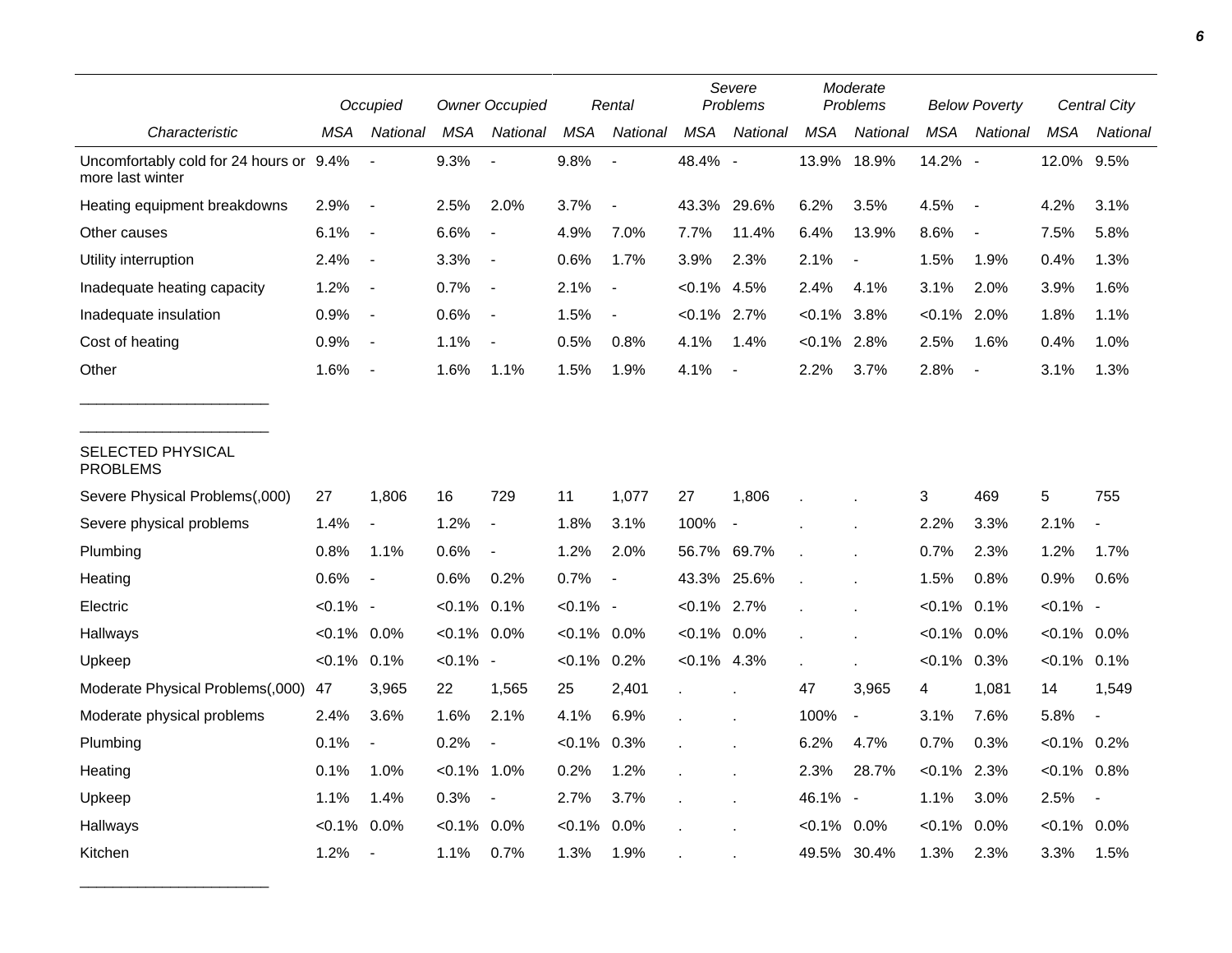| | Occupied | | Owner Occupied | | Rental | | Severe Problems | | Moderate Problems | | Below Poverty | | Central City | |
|---|---|---|---|---|---|---|---|---|---|---|---|---|---|---|
| *Characteristic* | *MSA* | *National* | *MSA* | *National* | *MSA* | *National* | *MSA* | *National* | *MSA* | *National* | *MSA* | *National* | *MSA* | *National* |
| Uncomfortably cold for 24 hours or more last winter | 9.4% | - | 9.3% | - | 9.8% | - | 48.4% | - | 13.9% | 18.9% | 14.2% | - | 12.0% | 9.5% |
| Heating equipment breakdowns | 2.9% | - | 2.5% | 2.0% | 3.7% | - | 43.3% | 29.6% | 6.2% | 3.5% | 4.5% | - | 4.2% | 3.1% |
| Other causes | 6.1% | - | 6.6% | - | 4.9% | 7.0% | 7.7% | 11.4% | 6.4% | 13.9% | 8.6% | - | 7.5% | 5.8% |
| Utility interruption | 2.4% | - | 3.3% | - | 0.6% | 1.7% | 3.9% | 2.3% | 2.1% | - | 1.5% | 1.9% | 0.4% | 1.3% |
| Inadequate heating capacity | 1.2% | - | 0.7% | - | 2.1% | - | <0.1% | 4.5% | 2.4% | 4.1% | 3.1% | 2.0% | 3.9% | 1.6% |
| Inadequate insulation | 0.9% | - | 0.6% | - | 1.5% | - | <0.1% | 2.7% | <0.1% | 3.8% | <0.1% | 2.0% | 1.8% | 1.1% |
| Cost of heating | 0.9% | - | 1.1% | - | 0.5% | 0.8% | 4.1% | 1.4% | <0.1% | 2.8% | 2.5% | 1.6% | 0.4% | 1.0% |
| Other | 1.6% | - | 1.6% | 1.1% | 1.5% | 1.9% | 4.1% | - | 2.2% | 3.7% | 2.8% | - | 3.1% | 1.3% |
| SELECTED PHYSICAL PROBLEMS | | | | | | | | | | | | | | |
| Severe Physical Problems(,000) | 27 | 1,806 | 16 | 729 | 11 | 1,077 | 27 | 1,806 | . | . | 3 | 469 | 5 | 755 |
| Severe physical problems | 1.4% | - | 1.2% | - | 1.8% | 3.1% | 100% | - | . | . | 2.2% | 3.3% | 2.1% | - |
| Plumbing | 0.8% | 1.1% | 0.6% | - | 1.2% | 2.0% | 56.7% | 69.7% | . | . | 0.7% | 2.3% | 1.2% | 1.7% |
| Heating | 0.6% | - | 0.6% | 0.2% | 0.7% | - | 43.3% | 25.6% | . | . | 1.5% | 0.8% | 0.9% | 0.6% |
| Electric | <0.1% | - | <0.1% | 0.1% | <0.1% | - | <0.1% | 2.7% | . | . | <0.1% | 0.1% | <0.1% | - |
| Hallways | <0.1% | 0.0% | <0.1% | 0.0% | <0.1% | 0.0% | <0.1% | 0.0% | . | . | <0.1% | 0.0% | <0.1% | 0.0% |
| Upkeep | <0.1% | 0.1% | <0.1% | - | <0.1% | 0.2% | <0.1% | 4.3% | . | . | <0.1% | 0.3% | <0.1% | 0.1% |
| Moderate Physical Problems(,000) | 47 | 3,965 | 22 | 1,565 | 25 | 2,401 | . | . | 47 | 3,965 | 4 | 1,081 | 14 | 1,549 |
| Moderate physical problems | 2.4% | 3.6% | 1.6% | 2.1% | 4.1% | 6.9% | . | . | 100% | - | 3.1% | 7.6% | 5.8% | - |
| Plumbing | 0.1% | - | 0.2% | - | <0.1% | 0.3% | . | . | 6.2% | 4.7% | 0.7% | 0.3% | <0.1% | 0.2% |
| Heating | 0.1% | 1.0% | <0.1% | 1.0% | 0.2% | 1.2% | . | . | 2.3% | 28.7% | <0.1% | 2.3% | <0.1% | 0.8% |
| Upkeep | 1.1% | 1.4% | 0.3% | - | 2.7% | 3.7% | . | . | 46.1% | - | 1.1% | 3.0% | 2.5% | - |
| Hallways | <0.1% | 0.0% | <0.1% | 0.0% | <0.1% | 0.0% | . | . | <0.1% | 0.0% | <0.1% | 0.0% | <0.1% | 0.0% |
| Kitchen | 1.2% | - | 1.1% | 0.7% | 1.3% | 1.9% | . | . | 49.5% | 30.4% | 1.3% | 2.3% | 3.3% | 1.5% |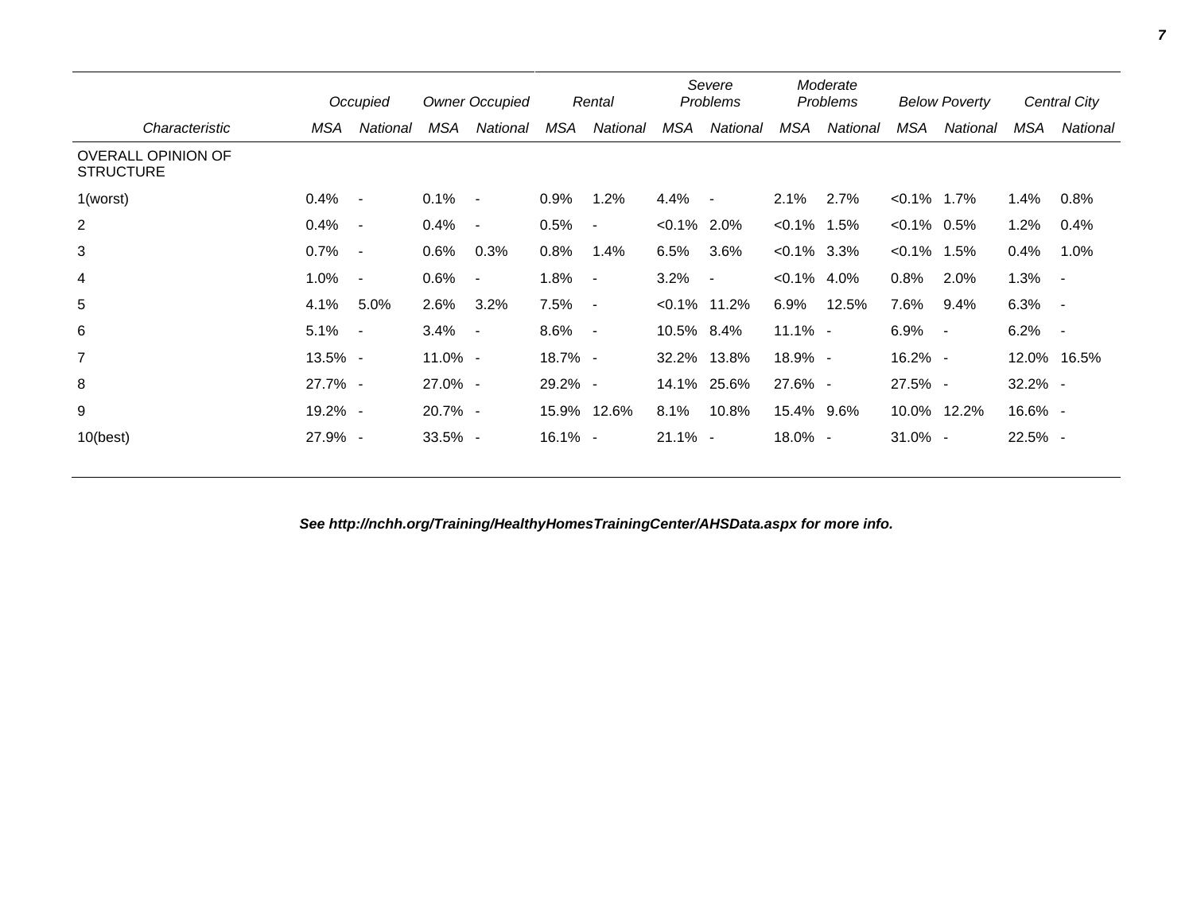| | Occupied | | Owner Occupied | | Rental | | Severe Problems | | Moderate Problems | | Below Poverty | | Central City | |
|---|---|---|---|---|---|---|---|---|---|---|---|---|---|---|
| Characteristic | MSA | National | MSA | National | MSA | National | MSA | National | MSA | National | MSA | National | MSA | National |
| OVERALL OPINION OF STRUCTURE | | | | | | | | | | | | | | |
| 1(worst) | 0.4% | - | 0.1% | - | 0.9% | 1.2% | 4.4% | - | 2.1% | 2.7% | <0.1% | 1.7% | 1.4% | 0.8% |
| 2 | 0.4% | - | 0.4% | - | 0.5% | - | <0.1% | 2.0% | <0.1% | 1.5% | <0.1% | 0.5% | 1.2% | 0.4% |
| 3 | 0.7% | - | 0.6% | 0.3% | 0.8% | 1.4% | 6.5% | 3.6% | <0.1% | 3.3% | <0.1% | 1.5% | 0.4% | 1.0% |
| 4 | 1.0% | - | 0.6% | - | 1.8% | - | 3.2% | - | <0.1% | 4.0% | 0.8% | 2.0% | 1.3% | - |
| 5 | 4.1% | 5.0% | 2.6% | 3.2% | 7.5% | - | <0.1% | 11.2% | 6.9% | 12.5% | 7.6% | 9.4% | 6.3% | - |
| 6 | 5.1% | - | 3.4% | - | 8.6% | - | 10.5% | 8.4% | 11.1% | - | 6.9% | - | 6.2% | - |
| 7 | 13.5% | - | 11.0% | - | 18.7% | - | 32.2% | 13.8% | 18.9% | - | 16.2% | - | 12.0% | 16.5% |
| 8 | 27.7% | - | 27.0% | - | 29.2% | - | 14.1% | 25.6% | 27.6% | - | 27.5% | - | 32.2% | - |
| 9 | 19.2% | - | 20.7% | - | 15.9% | 12.6% | 8.1% | 10.8% | 15.4% | 9.6% | 10.0% | 12.2% | 16.6% | - |
| 10(best) | 27.9% | - | 33.5% | - | 16.1% | - | 21.1% | - | 18.0% | - | 31.0% | - | 22.5% | - |

***See http://nchh.org/Training/HealthyHomesTrainingCenter/AHSData.aspx for more info.***